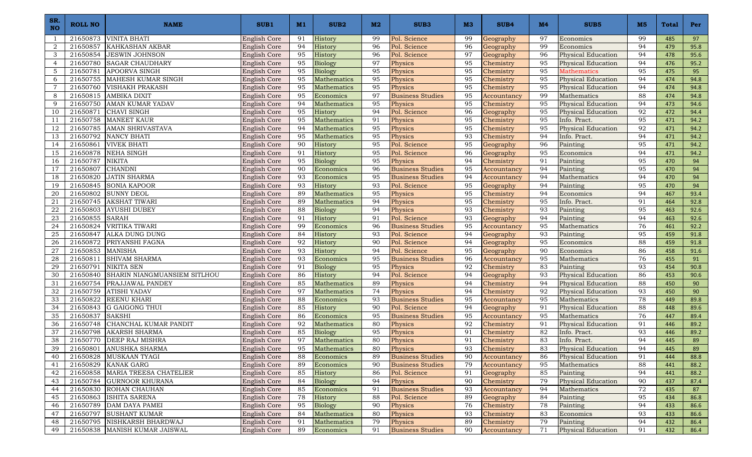| SR. NO | ROLL NO | NAME | SUB1 | M1 | SUB2 | M2 | SUB3 | M3 | SUB4 | M4 | SUB5 | M5 | Total | Per |
|---|---|---|---|---|---|---|---|---|---|---|---|---|---|---|
| 1 | 21650873 | VINITA BHATI | English Core | 91 | History | 99 | Pol. Science | 99 | Geography | 97 | Economics | 99 | 485 | 97 |
| 2 | 21650857 | KAHKASHAN AKBAR | English Core | 94 | History | 96 | Pol. Science | 96 | Geography | 99 | Economics | 94 | 479 | 95.8 |
| 3 | 21650854 | JESWIN JOHNSON | English Core | 95 | History | 96 | Pol. Science | 97 | Geography | 96 | Physical Education | 94 | 478 | 95.6 |
| 4 | 21650780 | SAGAR CHAUDHARY | English Core | 95 | Biology | 97 | Physics | 95 | Chemistry | 95 | Physical Education | 94 | 476 | 95.2 |
| 5 | 21650781 | APOORVA SINGH | English Core | 95 | Biology | 95 | Physics | 95 | Chemistry | 95 | Mathematics | 95 | 475 | 95 |
| 6 | 21650755 | MAHESH KUMAR SINGH | English Core | 95 | Mathematics | 95 | Physics | 95 | Chemistry | 95 | Physical Education | 94 | 474 | 94.8 |
| 7 | 21650760 | VISHAKH PRAKASH | English Core | 95 | Mathematics | 95 | Physics | 95 | Chemistry | 95 | Physical Education | 94 | 474 | 94.8 |
| 8 | 21650815 | AMBIKA DIXIT | English Core | 95 | Economics | 97 | Business Studies | 95 | Accountancy | 99 | Mathematics | 88 | 474 | 94.8 |
| 9 | 21650750 | AMAN KUMAR YADAV | English Core | 94 | Mathematics | 95 | Physics | 95 | Chemistry | 95 | Physical Education | 94 | 473 | 94.6 |
| 10 | 21650871 | CHAVI SINGH | English Core | 95 | History | 94 | Pol. Science | 96 | Geography | 95 | Physical Education | 92 | 472 | 94.4 |
| 11 | 21650758 | MANEET KAUR | English Core | 95 | Mathematics | 91 | Physics | 95 | Chemistry | 95 | Info. Pract. | 95 | 471 | 94.2 |
| 12 | 21650785 | AMAN SHRIVASTAVA | English Core | 94 | Mathematics | 95 | Physics | 95 | Chemistry | 95 | Physical Education | 92 | 471 | 94.2 |
| 13 | 21650792 | NANCY BHATI | English Core | 95 | Mathematics | 95 | Physics | 93 | Chemistry | 94 | Info. Pract. | 94 | 471 | 94.2 |
| 14 | 21650861 | VIVEK BHATI | English Core | 90 | History | 95 | Pol. Science | 95 | Geography | 96 | Painting | 95 | 471 | 94.2 |
| 15 | 21650878 | NEHA SINGH | English Core | 91 | History | 95 | Pol. Science | 96 | Geography | 95 | Economics | 94 | 471 | 94.2 |
| 16 | 21650787 | NIKITA | English Core | 95 | Biology | 95 | Physics | 94 | Chemistry | 91 | Painting | 95 | 470 | 94 |
| 17 | 21650807 | CHANDNI | English Core | 90 | Economics | 96 | Business Studies | 95 | Accountancy | 94 | Painting | 95 | 470 | 94 |
| 18 | 21650820 | JATIN SHARMA | English Core | 93 | Economics | 95 | Business Studies | 94 | Accountancy | 94 | Mathematics | 94 | 470 | 94 |
| 19 | 21650845 | SONIA KAPOOR | English Core | 93 | History | 93 | Pol. Science | 95 | Geography | 94 | Painting | 95 | 470 | 94 |
| 20 | 21650802 | SUNNY DEOL | English Core | 89 | Mathematics | 95 | Physics | 95 | Chemistry | 94 | Economics | 94 | 467 | 93.4 |
| 21 | 21650745 | AKSHAT TIWARI | English Core | 89 | Mathematics | 94 | Physics | 95 | Chemistry | 95 | Info. Pract. | 91 | 464 | 92.8 |
| 22 | 21650803 | AYUSHI DUBEY | English Core | 88 | Biology | 94 | Physics | 93 | Chemistry | 93 | Painting | 95 | 463 | 92.6 |
| 23 | 21650855 | SARAH | English Core | 91 | History | 91 | Pol. Science | 93 | Geography | 94 | Painting | 94 | 463 | 92.6 |
| 24 | 21650824 | VRITIKA TIWARI | English Core | 99 | Economics | 96 | Business Studies | 95 | Accountancy | 95 | Mathematics | 76 | 461 | 92.2 |
| 25 | 21650847 | ALKA DUNG DUNG | English Core | 84 | History | 93 | Pol. Science | 94 | Geography | 93 | Painting | 95 | 459 | 91.8 |
| 26 | 21650872 | PRIYANSHI FAGNA | English Core | 92 | History | 90 | Pol. Science | 94 | Geography | 95 | Economics | 88 | 459 | 91.8 |
| 27 | 21650853 | MANISHA | English Core | 93 | History | 94 | Pol. Science | 95 | Geography | 90 | Economics | 86 | 458 | 91.6 |
| 28 | 21650811 | SHIVAM SHARMA | English Core | 93 | Economics | 95 | Business Studies | 96 | Accountancy | 95 | Mathematics | 76 | 455 | 91 |
| 29 | 21650791 | NIKITA SEN | English Core | 91 | Biology | 95 | Physics | 92 | Chemistry | 83 | Painting | 93 | 454 | 90.8 |
| 30 | 21650840 | SHARIN NIANGMUANSIEM SITLHOU | English Core | 86 | History | 94 | Pol. Science | 94 | Geography | 93 | Physical Education | 86 | 453 | 90.6 |
| 31 | 21650754 | PRAJJAWAL PANDEY | English Core | 85 | Mathematics | 89 | Physics | 94 | Chemistry | 94 | Physical Education | 88 | 450 | 90 |
| 32 | 21650759 | ATISHI YADAV | English Core | 97 | Mathematics | 74 | Physics | 94 | Chemistry | 92 | Physical Education | 93 | 450 | 90 |
| 33 | 21650822 | REENU KHARI | English Core | 88 | Economics | 93 | Business Studies | 95 | Accountancy | 95 | Mathematics | 78 | 449 | 89.8 |
| 34 | 21650843 | G GAIGONG THUI | English Core | 85 | History | 90 | Pol. Science | 94 | Geography | 91 | Physical Education | 88 | 448 | 89.6 |
| 35 | 21650837 | SAKSHI | English Core | 86 | Economics | 95 | Business Studies | 95 | Accountancy | 95 | Mathematics | 76 | 447 | 89.4 |
| 36 | 21650748 | CHANCHAL KUMAR PANDIT | English Core | 92 | Mathematics | 80 | Physics | 92 | Chemistry | 91 | Physical Education | 91 | 446 | 89.2 |
| 37 | 21650798 | AKARSH SHARMA | English Core | 85 | Biology | 95 | Physics | 91 | Chemistry | 82 | Info. Pract. | 93 | 446 | 89.2 |
| 38 | 21650770 | DEEP RAJ MISHRA | English Core | 97 | Mathematics | 80 | Physics | 91 | Chemistry | 83 | Info. Pract. | 94 | 445 | 89 |
| 39 | 21650801 | ANUSHKA SHARMA | English Core | 95 | Mathematics | 80 | Physics | 93 | Chemistry | 83 | Physical Education | 94 | 445 | 89 |
| 40 | 21650828 | MUSKAAN TYAGI | English Core | 88 | Economics | 89 | Business Studies | 90 | Accountancy | 86 | Physical Education | 91 | 444 | 88.8 |
| 41 | 21650829 | KANAK GARG | English Core | 89 | Economics | 90 | Business Studies | 79 | Accountancy | 95 | Mathematics | 88 | 441 | 88.2 |
| 42 | 21650858 | MARIA TREESA CHATELIER | English Core | 85 | History | 86 | Pol. Science | 91 | Geography | 85 | Painting | 94 | 441 | 88.2 |
| 43 | 21650784 | GURNOOR KHURANA | English Core | 84 | Biology | 94 | Physics | 90 | Chemistry | 79 | Physical Education | 90 | 437 | 87.4 |
| 44 | 21650830 | ROHAN CHAUHAN | English Core | 85 | Economics | 91 | Business Studies | 93 | Accountancy | 94 | Mathematics | 72 | 435 | 87 |
| 45 | 21650863 | ISHITA SARENA | English Core | 78 | History | 88 | Pol. Science | 89 | Geography | 84 | Painting | 95 | 434 | 86.8 |
| 46 | 21650789 | DAM DAYA PAMEI | English Core | 95 | Biology | 90 | Physics | 76 | Chemistry | 78 | Painting | 94 | 433 | 86.6 |
| 47 | 21650797 | SUSHANT KUMAR | English Core | 84 | Mathematics | 80 | Physics | 93 | Chemistry | 83 | Economics | 93 | 433 | 86.6 |
| 48 | 21650795 | NISHKARSH BHARDWAJ | English Core | 91 | Mathematics | 79 | Physics | 89 | Chemistry | 79 | Painting | 94 | 432 | 86.4 |
| 49 | 21650838 | MANISH KUMAR JAISWAL | English Core | 89 | Economics | 91 | Business Studies | 90 | Accountancy | 71 | Physical Education | 91 | 432 | 86.4 |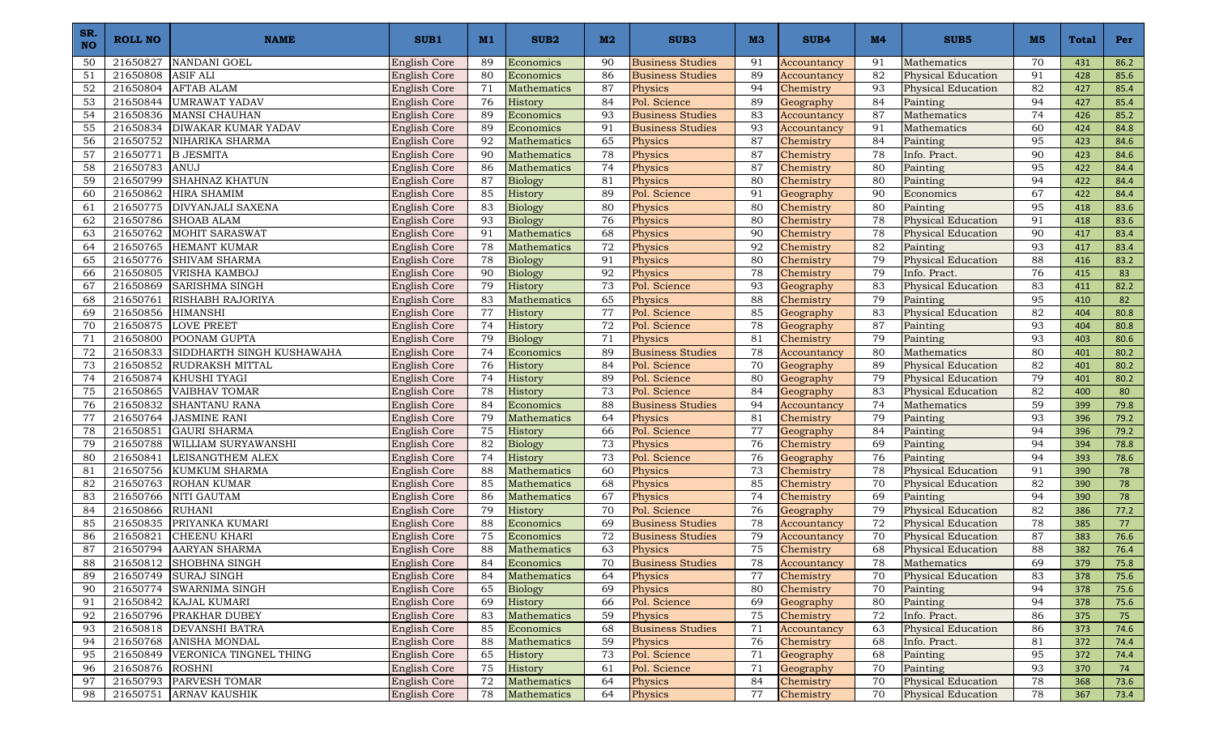| SR. NO | ROLL NO | NAME | SUB1 | M1 | SUB2 | M2 | SUB3 | M3 | SUB4 | M4 | SUB5 | M5 | Total | Per |
|---|---|---|---|---|---|---|---|---|---|---|---|---|---|---|
| 50 | 21650827 | NANDANI GOEL | English Core | 89 | Economics | 90 | Business Studies | 91 | Accountancy | 91 | Mathematics | 70 | 431 | 86.2 |
| 51 | 21650808 | ASIF ALI | English Core | 80 | Economics | 86 | Business Studies | 89 | Accountancy | 82 | Physical Education | 91 | 428 | 85.6 |
| 52 | 21650804 | AFTAB ALAM | English Core | 71 | Mathematics | 87 | Physics | 94 | Chemistry | 93 | Physical Education | 82 | 427 | 85.4 |
| 53 | 21650844 | UMRAWAT YADAV | English Core | 76 | History | 84 | Pol. Science | 89 | Geography | 84 | Painting | 94 | 427 | 85.4 |
| 54 | 21650836 | MANSI CHAUHAN | English Core | 89 | Economics | 93 | Business Studies | 83 | Accountancy | 87 | Mathematics | 74 | 426 | 85.2 |
| 55 | 21650834 | DIWAKAR KUMAR YADAV | English Core | 89 | Economics | 91 | Business Studies | 93 | Accountancy | 91 | Mathematics | 60 | 424 | 84.8 |
| 56 | 21650752 | NIHARIKA SHARMA | English Core | 92 | Mathematics | 65 | Physics | 87 | Chemistry | 84 | Painting | 95 | 423 | 84.6 |
| 57 | 21650771 | B JESMITA | English Core | 90 | Mathematics | 78 | Physics | 87 | Chemistry | 78 | Info. Pract. | 90 | 423 | 84.6 |
| 58 | 21650783 | ANUJ | English Core | 86 | Mathematics | 74 | Physics | 87 | Chemistry | 80 | Painting | 95 | 422 | 84.4 |
| 59 | 21650799 | SHAHNAZ KHATUN | English Core | 87 | Biology | 81 | Physics | 80 | Chemistry | 80 | Painting | 94 | 422 | 84.4 |
| 60 | 21650862 | HIRA SHAMIM | English Core | 85 | History | 89 | Pol. Science | 91 | Geography | 90 | Economics | 67 | 422 | 84.4 |
| 61 | 21650775 | DIVYANJALI SAXENA | English Core | 83 | Biology | 80 | Physics | 80 | Chemistry | 80 | Painting | 95 | 418 | 83.6 |
| 62 | 21650786 | SHOAB ALAM | English Core | 93 | Biology | 76 | Physics | 80 | Chemistry | 78 | Physical Education | 91 | 418 | 83.6 |
| 63 | 21650762 | MOHIT SARASWAT | English Core | 91 | Mathematics | 68 | Physics | 90 | Chemistry | 78 | Physical Education | 90 | 417 | 83.4 |
| 64 | 21650765 | HEMANT KUMAR | English Core | 78 | Mathematics | 72 | Physics | 92 | Chemistry | 82 | Painting | 93 | 417 | 83.4 |
| 65 | 21650776 | SHIVAM SHARMA | English Core | 78 | Biology | 91 | Physics | 80 | Chemistry | 79 | Physical Education | 88 | 416 | 83.2 |
| 66 | 21650805 | VRISHA KAMBOJ | English Core | 90 | Biology | 92 | Physics | 78 | Chemistry | 79 | Info. Pract. | 76 | 415 | 83 |
| 67 | 21650869 | SARISHMA SINGH | English Core | 79 | History | 73 | Pol. Science | 93 | Geography | 83 | Physical Education | 83 | 411 | 82.2 |
| 68 | 21650761 | RISHABH RAJORIYA | English Core | 83 | Mathematics | 65 | Physics | 88 | Chemistry | 79 | Painting | 95 | 410 | 82 |
| 69 | 21650856 | HIMANSHI | English Core | 77 | History | 77 | Pol. Science | 85 | Geography | 83 | Physical Education | 82 | 404 | 80.8 |
| 70 | 21650875 | LOVE PREET | English Core | 74 | History | 72 | Pol. Science | 78 | Geography | 87 | Painting | 93 | 404 | 80.8 |
| 71 | 21650800 | POONAM GUPTA | English Core | 79 | Biology | 71 | Physics | 81 | Chemistry | 79 | Painting | 93 | 403 | 80.6 |
| 72 | 21650833 | SIDDHARTH SINGH KUSHAWAHA | English Core | 74 | Economics | 89 | Business Studies | 78 | Accountancy | 80 | Mathematics | 80 | 401 | 80.2 |
| 73 | 21650852 | RUDRAKSH MITTAL | English Core | 76 | History | 84 | Pol. Science | 70 | Geography | 89 | Physical Education | 82 | 401 | 80.2 |
| 74 | 21650874 | KHUSHI TYAGI | English Core | 74 | History | 89 | Pol. Science | 80 | Geography | 79 | Physical Education | 79 | 401 | 80.2 |
| 75 | 21650865 | VAIBHAV TOMAR | English Core | 78 | History | 73 | Pol. Science | 84 | Geography | 83 | Physical Education | 82 | 400 | 80 |
| 76 | 21650832 | SHANTANU RANA | English Core | 84 | Economics | 88 | Business Studies | 94 | Accountancy | 74 | Mathematics | 59 | 399 | 79.8 |
| 77 | 21650764 | JASMINE RANI | English Core | 79 | Mathematics | 64 | Physics | 81 | Chemistry | 79 | Painting | 93 | 396 | 79.2 |
| 78 | 21650851 | GAURI SHARMA | English Core | 75 | History | 66 | Pol. Science | 77 | Geography | 84 | Painting | 94 | 396 | 79.2 |
| 79 | 21650788 | WILLIAM SURYAWANSHI | English Core | 82 | Biology | 73 | Physics | 76 | Chemistry | 69 | Painting | 94 | 394 | 78.8 |
| 80 | 21650841 | LEISANGTHEM ALEX | English Core | 74 | History | 73 | Pol. Science | 76 | Geography | 76 | Painting | 94 | 393 | 78.6 |
| 81 | 21650756 | KUMKUM SHARMA | English Core | 88 | Mathematics | 60 | Physics | 73 | Chemistry | 78 | Physical Education | 91 | 390 | 78 |
| 82 | 21650763 | ROHAN KUMAR | English Core | 85 | Mathematics | 68 | Physics | 85 | Chemistry | 70 | Physical Education | 82 | 390 | 78 |
| 83 | 21650766 | NITI GAUTAM | English Core | 86 | Mathematics | 67 | Physics | 74 | Chemistry | 69 | Painting | 94 | 390 | 78 |
| 84 | 21650866 | RUHANI | English Core | 79 | History | 70 | Pol. Science | 76 | Geography | 79 | Physical Education | 82 | 386 | 77.2 |
| 85 | 21650835 | PRIYANKA KUMARI | English Core | 88 | Economics | 69 | Business Studies | 78 | Accountancy | 72 | Physical Education | 78 | 385 | 77 |
| 86 | 21650821 | CHEENU KHARI | English Core | 75 | Economics | 72 | Business Studies | 79 | Accountancy | 70 | Physical Education | 87 | 383 | 76.6 |
| 87 | 21650794 | AARYAN SHARMA | English Core | 88 | Mathematics | 63 | Physics | 75 | Chemistry | 68 | Physical Education | 88 | 382 | 76.4 |
| 88 | 21650812 | SHOBHNA SINGH | English Core | 84 | Economics | 70 | Business Studies | 78 | Accountancy | 78 | Mathematics | 69 | 379 | 75.8 |
| 89 | 21650749 | SURAJ SINGH | English Core | 84 | Mathematics | 64 | Physics | 77 | Chemistry | 70 | Physical Education | 83 | 378 | 75.6 |
| 90 | 21650774 | SWARNIMA SINGH | English Core | 65 | Biology | 69 | Physics | 80 | Chemistry | 70 | Painting | 94 | 378 | 75.6 |
| 91 | 21650842 | KAJAL KUMARI | English Core | 69 | History | 66 | Pol. Science | 69 | Geography | 80 | Painting | 94 | 378 | 75.6 |
| 92 | 21650796 | PRAKHAR DUBEY | English Core | 83 | Mathematics | 59 | Physics | 75 | Chemistry | 72 | Info. Pract. | 86 | 375 | 75 |
| 93 | 21650818 | DEVANSHI BATRA | English Core | 85 | Economics | 68 | Business Studies | 71 | Accountancy | 63 | Physical Education | 86 | 373 | 74.6 |
| 94 | 21650768 | ANISHA MONDAL | English Core | 88 | Mathematics | 59 | Physics | 76 | Chemistry | 68 | Info. Pract. | 81 | 372 | 74.4 |
| 95 | 21650849 | VERONICA TINGNEL THING | English Core | 65 | History | 73 | Pol. Science | 71 | Geography | 68 | Painting | 95 | 372 | 74.4 |
| 96 | 21650876 | ROSHNI | English Core | 75 | History | 61 | Pol. Science | 71 | Geography | 70 | Painting | 93 | 370 | 74 |
| 97 | 21650793 | PARVESH TOMAR | English Core | 72 | Mathematics | 64 | Physics | 84 | Chemistry | 70 | Physical Education | 78 | 368 | 73.6 |
| 98 | 21650751 | ARNAV KAUSHIK | English Core | 78 | Mathematics | 64 | Physics | 77 | Chemistry | 70 | Physical Education | 78 | 367 | 73.4 |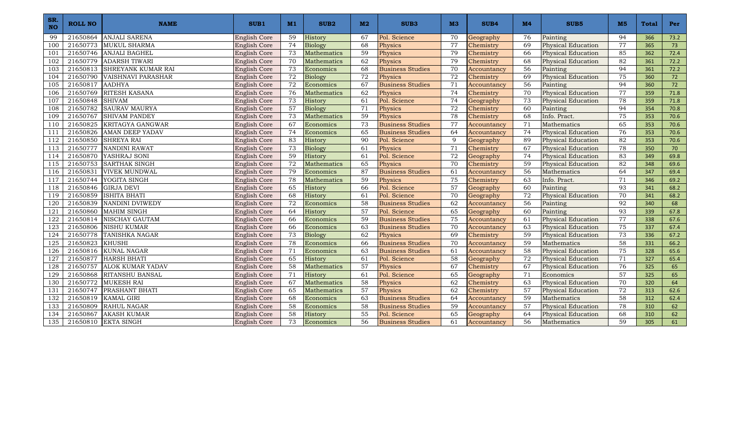| SR. NO | ROLL NO | NAME | SUB1 | M1 | SUB2 | M2 | SUB3 | M3 | SUB4 | M4 | SUB5 | M5 | Total | Per |
|---|---|---|---|---|---|---|---|---|---|---|---|---|---|---|
| 99 | 21650864 | ANJALI SARENA | English Core | 59 | History | 67 | Pol. Science | 70 | Geography | 76 | Painting | 94 | 366 | 73.2 |
| 100 | 21650773 | MUKUL SHARMA | English Core | 74 | Biology | 68 | Physics | 77 | Chemistry | 69 | Physical Education | 77 | 365 | 73 |
| 101 | 21650746 | ANJALI BAGHEL | English Core | 73 | Mathematics | 59 | Physics | 79 | Chemistry | 66 | Physical Education | 85 | 362 | 72.4 |
| 102 | 21650779 | ADARSH TIWARI | English Core | 70 | Mathematics | 62 | Physics | 79 | Chemistry | 68 | Physical Education | 82 | 361 | 72.2 |
| 103 | 21650813 | SHREYANK KUMAR RAI | English Core | 73 | Economics | 68 | Business Studies | 70 | Accountancy | 56 | Painting | 94 | 361 | 72.2 |
| 104 | 21650790 | VAISHNAVI PARASHAR | English Core | 72 | Biology | 72 | Physics | 72 | Chemistry | 69 | Physical Education | 75 | 360 | 72 |
| 105 | 21650817 | AADHYA | English Core | 72 | Economics | 67 | Business Studies | 71 | Accountancy | 56 | Painting | 94 | 360 | 72 |
| 106 | 21650769 | RITESH KASANA | English Core | 76 | Mathematics | 62 | Physics | 74 | Chemistry | 70 | Physical Education | 77 | 359 | 71.8 |
| 107 | 21650848 | SHIVAM | English Core | 73 | History | 61 | Pol. Science | 74 | Geography | 73 | Physical Education | 78 | 359 | 71.8 |
| 108 | 21650782 | SAURAV MAURYA | English Core | 57 | Biology | 71 | Physics | 72 | Chemistry | 60 | Painting | 94 | 354 | 70.8 |
| 109 | 21650767 | SHIVAM PANDEY | English Core | 73 | Mathematics | 59 | Physics | 78 | Chemistry | 68 | Info. Pract. | 75 | 353 | 70.6 |
| 110 | 21650825 | KRITAGYA GANGWAR | English Core | 67 | Economics | 73 | Business Studies | 77 | Accountancy | 71 | Mathematics | 65 | 353 | 70.6 |
| 111 | 21650826 | AMAN DEEP YADAV | English Core | 74 | Economics | 65 | Business Studies | 64 | Accountancy | 74 | Physical Education | 76 | 353 | 70.6 |
| 112 | 21650850 | SHREYA RAI | English Core | 83 | History | 90 | Pol. Science | 9 | Geography | 89 | Physical Education | 82 | 353 | 70.6 |
| 113 | 21650777 | NANDINI RAWAT | English Core | 73 | Biology | 61 | Physics | 71 | Chemistry | 67 | Physical Education | 78 | 350 | 70 |
| 114 | 21650870 | YASHRAJ SONI | English Core | 59 | History | 61 | Pol. Science | 72 | Geography | 74 | Physical Education | 83 | 349 | 69.8 |
| 115 | 21650753 | SARTHAK SINGH | English Core | 72 | Mathematics | 65 | Physics | 70 | Chemistry | 59 | Physical Education | 82 | 348 | 69.6 |
| 116 | 21650831 | VIVEK MUNDWAL | English Core | 79 | Economics | 87 | Business Studies | 61 | Accountancy | 56 | Mathematics | 64 | 347 | 69.4 |
| 117 | 21650744 | YOGITA SINGH | English Core | 78 | Mathematics | 59 | Physics | 75 | Chemistry | 63 | Info. Pract. | 71 | 346 | 69.2 |
| 118 | 21650846 | GIRJA DEVI | English Core | 65 | History | 66 | Pol. Science | 57 | Geography | 60 | Painting | 93 | 341 | 68.2 |
| 119 | 21650859 | ISHITA BHATI | English Core | 68 | History | 61 | Pol. Science | 70 | Geography | 72 | Physical Education | 70 | 341 | 68.2 |
| 120 | 21650839 | NANDINI DVIWEDY | English Core | 72 | Economics | 58 | Business Studies | 62 | Accountancy | 56 | Painting | 92 | 340 | 68 |
| 121 | 21650860 | MAHIM SINGH | English Core | 64 | History | 57 | Pol. Science | 65 | Geography | 60 | Painting | 93 | 339 | 67.8 |
| 122 | 21650814 | NISCHAY GAUTAM | English Core | 66 | Economics | 59 | Business Studies | 75 | Accountancy | 61 | Physical Education | 77 | 338 | 67.6 |
| 123 | 21650806 | NISHU KUMAR | English Core | 66 | Economics | 63 | Business Studies | 70 | Accountancy | 63 | Physical Education | 75 | 337 | 67.4 |
| 124 | 21650778 | TANISHKA NAGAR | English Core | 73 | Biology | 62 | Physics | 69 | Chemistry | 59 | Physical Education | 73 | 336 | 67.2 |
| 125 | 21650823 | KHUSHI | English Core | 78 | Economics | 66 | Business Studies | 70 | Accountancy | 59 | Mathematics | 58 | 331 | 66.2 |
| 126 | 21650816 | KUNAL NAGAR | English Core | 71 | Economics | 63 | Business Studies | 61 | Accountancy | 58 | Physical Education | 75 | 328 | 65.6 |
| 127 | 21650877 | HARSH BHATI | English Core | 65 | History | 61 | Pol. Science | 58 | Geography | 72 | Physical Education | 71 | 327 | 65.4 |
| 128 | 21650757 | ALOK KUMAR YADAV | English Core | 58 | Mathematics | 57 | Physics | 67 | Chemistry | 67 | Physical Education | 76 | 325 | 65 |
| 129 | 21650868 | RITANSHU BANSAL | English Core | 71 | History | 61 | Pol. Science | 65 | Geography | 71 | Economics | 57 | 325 | 65 |
| 130 | 21650772 | MUKESH RAI | English Core | 67 | Mathematics | 58 | Physics | 62 | Chemistry | 63 | Physical Education | 70 | 320 | 64 |
| 131 | 21650747 | PRASHANT BHATI | English Core | 65 | Mathematics | 57 | Physics | 62 | Chemistry | 57 | Physical Education | 72 | 313 | 62.6 |
| 132 | 21650819 | KAMAL GIRI | English Core | 68 | Economics | 63 | Business Studies | 64 | Accountancy | 59 | Mathematics | 58 | 312 | 62.4 |
| 133 | 21650809 | RAHUL NAGAR | English Core | 58 | Economics | 58 | Business Studies | 59 | Accountancy | 57 | Physical Education | 78 | 310 | 62 |
| 134 | 21650867 | AKASH KUMAR | English Core | 58 | History | 55 | Pol. Science | 65 | Geography | 64 | Physical Education | 68 | 310 | 62 |
| 135 | 21650810 | EKTA SINGH | English Core | 73 | Economics | 56 | Business Studies | 61 | Accountancy | 56 | Mathematics | 59 | 305 | 61 |